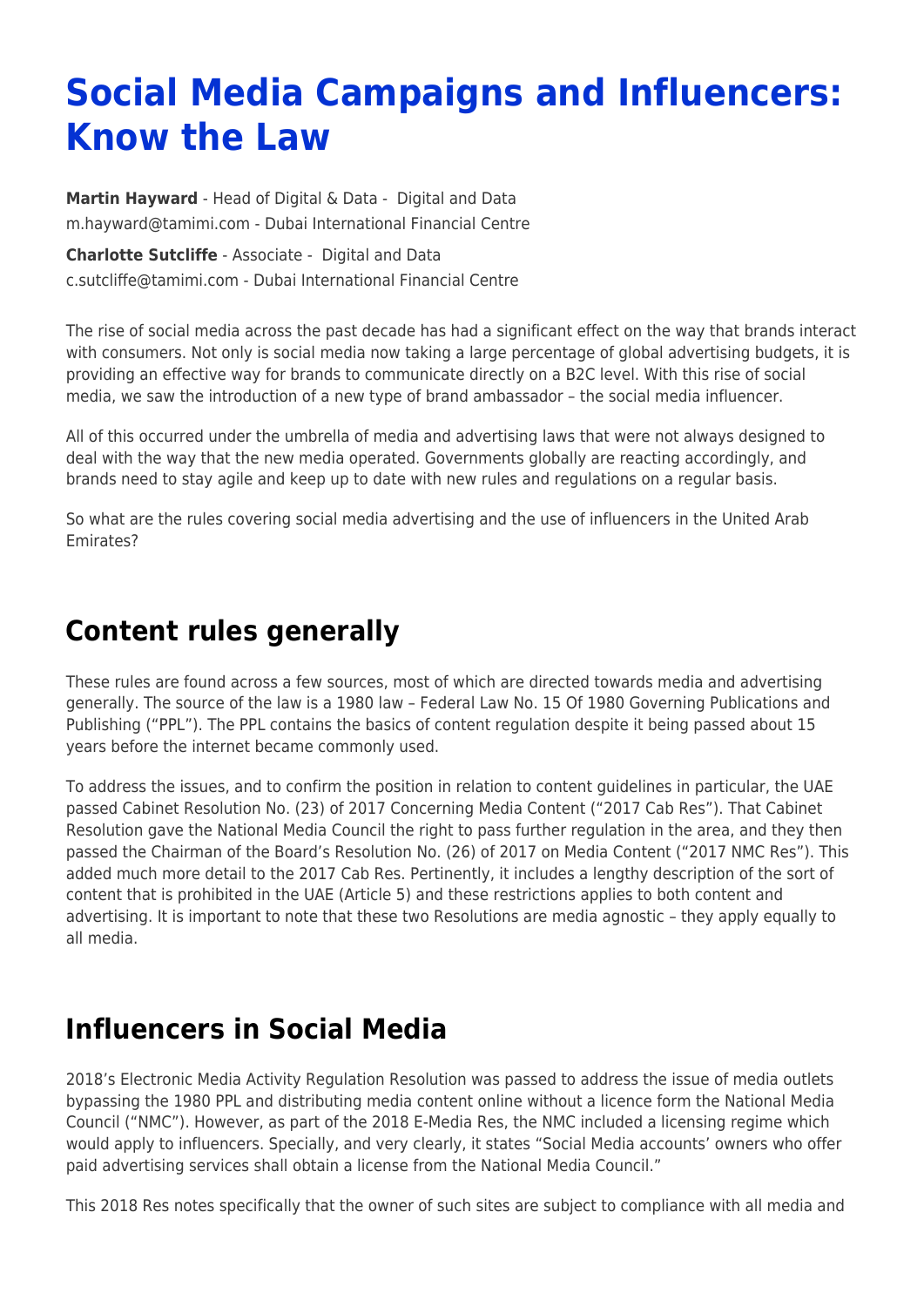# Social Media Campaigns and Influencers: Know the Law

**Martin Hayward** - Head of Digital & Data - Digital and Data
m.hayward@tamimi.com - Dubai International Financial Centre

**Charlotte Sutcliffe** - Associate - Digital and Data
c.sutcliffe@tamimi.com - Dubai International Financial Centre

The rise of social media across the past decade has had a significant effect on the way that brands interact with consumers. Not only is social media now taking a large percentage of global advertising budgets, it is providing an effective way for brands to communicate directly on a B2C level. With this rise of social media, we saw the introduction of a new type of brand ambassador – the social media influencer.

All of this occurred under the umbrella of media and advertising laws that were not always designed to deal with the way that the new media operated. Governments globally are reacting accordingly, and brands need to stay agile and keep up to date with new rules and regulations on a regular basis.

So what are the rules covering social media advertising and the use of influencers in the United Arab Emirates?

## Content rules generally

These rules are found across a few sources, most of which are directed towards media and advertising generally. The source of the law is a 1980 law – Federal Law No. 15 Of 1980 Governing Publications and Publishing ("PPL"). The PPL contains the basics of content regulation despite it being passed about 15 years before the internet became commonly used.

To address the issues, and to confirm the position in relation to content guidelines in particular, the UAE passed Cabinet Resolution No. (23) of 2017 Concerning Media Content ("2017 Cab Res"). That Cabinet Resolution gave the National Media Council the right to pass further regulation in the area, and they then passed the Chairman of the Board's Resolution No. (26) of 2017 on Media Content ("2017 NMC Res"). This added much more detail to the 2017 Cab Res. Pertinently, it includes a lengthy description of the sort of content that is prohibited in the UAE (Article 5) and these restrictions applies to both content and advertising. It is important to note that these two Resolutions are media agnostic – they apply equally to all media.

## Influencers in Social Media

2018's Electronic Media Activity Regulation Resolution was passed to address the issue of media outlets bypassing the 1980 PPL and distributing media content online without a licence form the National Media Council ("NMC"). However, as part of the 2018 E-Media Res, the NMC included a licensing regime which would apply to influencers. Specially, and very clearly, it states "Social Media accounts' owners who offer paid advertising services shall obtain a license from the National Media Council."

This 2018 Res notes specifically that the owner of such sites are subject to compliance with all media and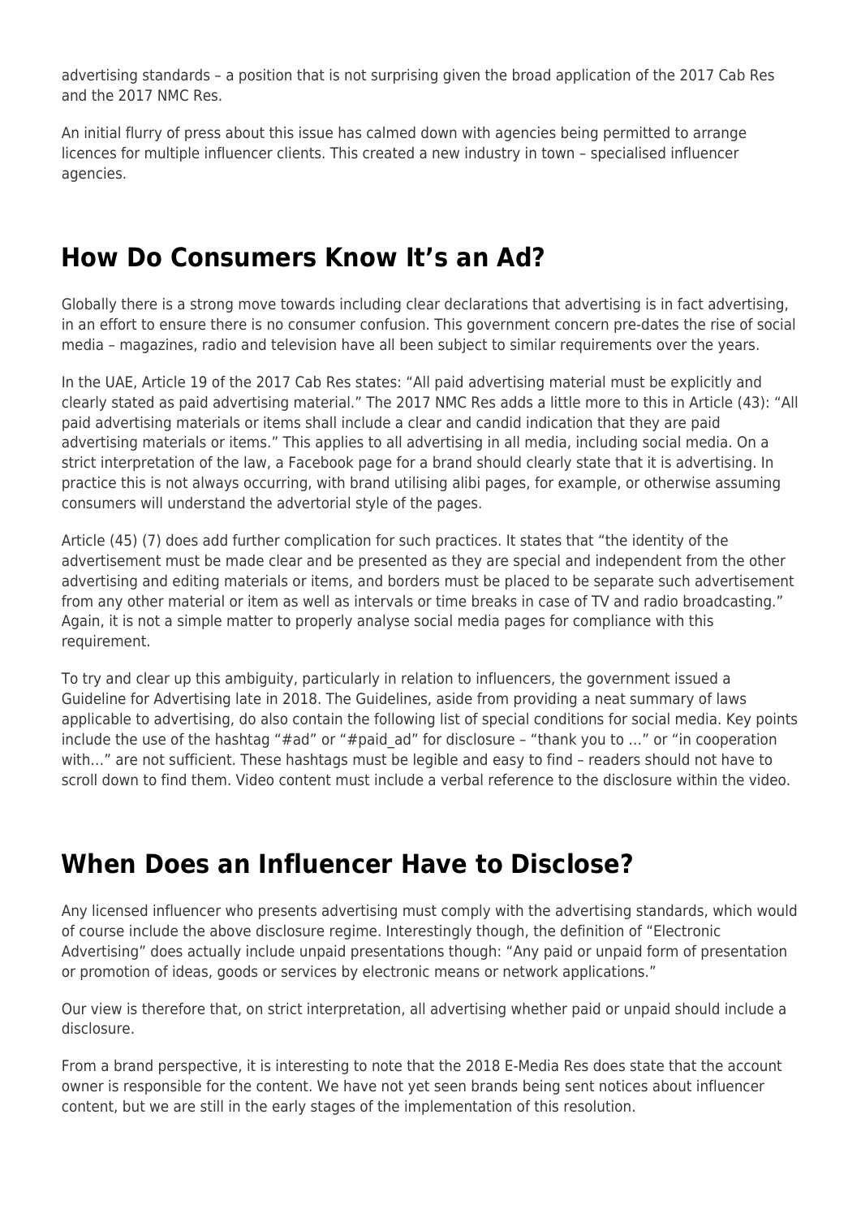advertising standards – a position that is not surprising given the broad application of the 2017 Cab Res and the 2017 NMC Res.

An initial flurry of press about this issue has calmed down with agencies being permitted to arrange licences for multiple influencer clients. This created a new industry in town – specialised influencer agencies.

## How Do Consumers Know It's an Ad?

Globally there is a strong move towards including clear declarations that advertising is in fact advertising, in an effort to ensure there is no consumer confusion. This government concern pre-dates the rise of social media – magazines, radio and television have all been subject to similar requirements over the years.

In the UAE, Article 19 of the 2017 Cab Res states: "All paid advertising material must be explicitly and clearly stated as paid advertising material." The 2017 NMC Res adds a little more to this in Article (43): "All paid advertising materials or items shall include a clear and candid indication that they are paid advertising materials or items." This applies to all advertising in all media, including social media. On a strict interpretation of the law, a Facebook page for a brand should clearly state that it is advertising. In practice this is not always occurring, with brand utilising alibi pages, for example, or otherwise assuming consumers will understand the advertorial style of the pages.

Article (45) (7) does add further complication for such practices. It states that "the identity of the advertisement must be made clear and be presented as they are special and independent from the other advertising and editing materials or items, and borders must be placed to be separate such advertisement from any other material or item as well as intervals or time breaks in case of TV and radio broadcasting." Again, it is not a simple matter to properly analyse social media pages for compliance with this requirement.

To try and clear up this ambiguity, particularly in relation to influencers, the government issued a Guideline for Advertising late in 2018. The Guidelines, aside from providing a neat summary of laws applicable to advertising, do also contain the following list of special conditions for social media. Key points include the use of the hashtag "#ad" or "#paid_ad" for disclosure – "thank you to …" or "in cooperation with…" are not sufficient. These hashtags must be legible and easy to find – readers should not have to scroll down to find them. Video content must include a verbal reference to the disclosure within the video.

## When Does an Influencer Have to Disclose?

Any licensed influencer who presents advertising must comply with the advertising standards, which would of course include the above disclosure regime. Interestingly though, the definition of "Electronic Advertising" does actually include unpaid presentations though: "Any paid or unpaid form of presentation or promotion of ideas, goods or services by electronic means or network applications."

Our view is therefore that, on strict interpretation, all advertising whether paid or unpaid should include a disclosure.

From a brand perspective, it is interesting to note that the 2018 E-Media Res does state that the account owner is responsible for the content. We have not yet seen brands being sent notices about influencer content, but we are still in the early stages of the implementation of this resolution.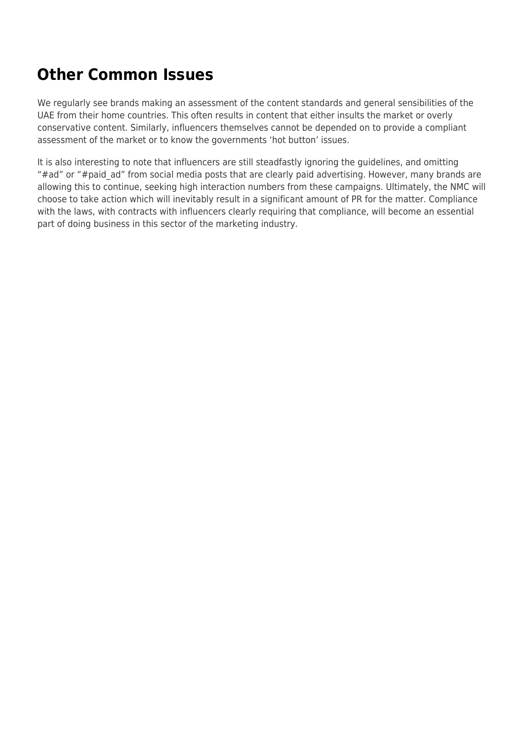## Other Common Issues

We regularly see brands making an assessment of the content standards and general sensibilities of the UAE from their home countries. This often results in content that either insults the market or overly conservative content. Similarly, influencers themselves cannot be depended on to provide a compliant assessment of the market or to know the governments 'hot button' issues.

It is also interesting to note that influencers are still steadfastly ignoring the guidelines, and omitting "#ad" or "#paid_ad" from social media posts that are clearly paid advertising. However, many brands are allowing this to continue, seeking high interaction numbers from these campaigns. Ultimately, the NMC will choose to take action which will inevitably result in a significant amount of PR for the matter. Compliance with the laws, with contracts with influencers clearly requiring that compliance, will become an essential part of doing business in this sector of the marketing industry.